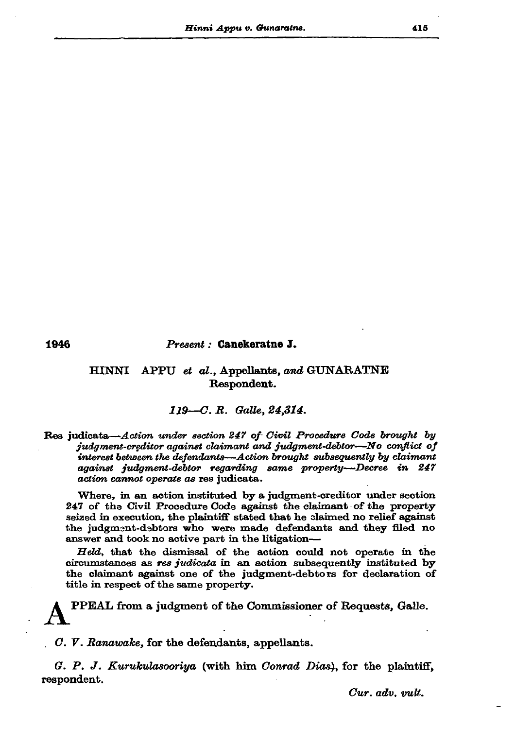1946

*Present :* **Canekeratne J.**

HINNI APPU *et al.*, Appellants, *and* GUNARATNE Respondent.

*119—C. R. Galle, 24,314.*

**Res judicata**—*Action under section 247 of Civil Procedure Code brought by judgment-creditor against claimant and judgment-debtor—No conflict of interest between the defendants—Action brought subsequently by claimant against judgment-debtor regarding same property—Decree in 247 action cannot operate as* res judicata.

Where, in an action instituted by a judgment-creditor under section 247 of the Civil Procedure Code against the claimant of the property seized in execution, the plaintiff stated that he claimed no relief against the judgment-debtors who were made defendants and they filed no answer and took no active part in the litigation—

*Held*, that the dismissal of the action could not operate in the circumstances as *res judicata* in an action subsequently instituted by the claimant against one of the judgment-debtors for declaration of title in respect of the same property.

APPEAL from a judgment of the Commissioner of Requests, Galle.

*C. V. Ranawake*, for the defendants, appellants.

*G. P. J. Kurukulasooriya* (with him *Conrad Dias*), for the plaintiff, respondent.

*Cur. adv. vult.*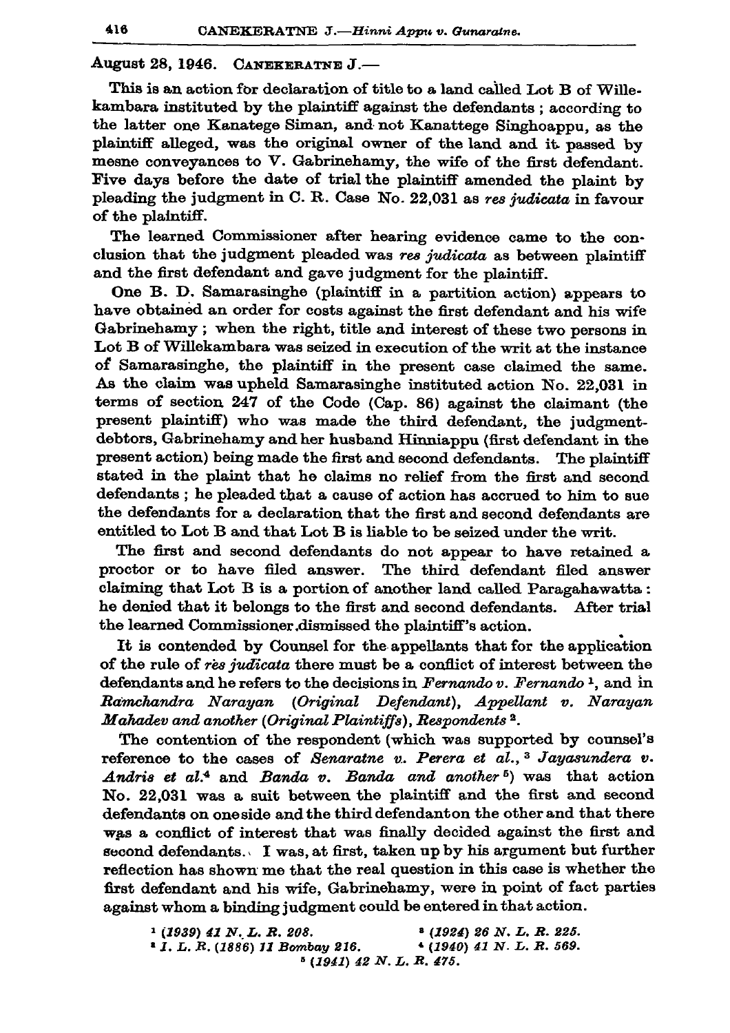August 28, 1946. CANEKERATNE J.—

This is an action for declaration of title to a land called Lot B of Willekambara instituted by the plaintiff against the defendants; according to the latter one Kanatege Siman, and not Kanattege Singhoappu, as the plaintiff alleged, was the original owner of the land and it passed by mesne conveyances to V. Gabrinehamy, the wife of the first defendant. Five days before the date of trial the plaintiff amended the plaint by pleading the judgment in C. R. Case No. 22,031 as *res judicata* in favour of the plaintiff.

The learned Commissioner after hearing evidence came to the conclusion that the judgment pleaded was *res judicata* as between plaintiff and the first defendant and gave judgment for the plaintiff.

One B. D. Samarasinghe (plaintiff in a partition action) appears to have obtained an order for costs against the first defendant and his wife Gabrinehamy; when the right, title and interest of these two persons in Lot B of Willekambara was seized in execution of the writ at the instance of Samarasinghe, the plaintiff in the present case claimed the same. As the claim was upheld Samarasinghe instituted action No. 22,031 in terms of section 247 of the Code (Cap. 86) against the claimant (the present plaintiff) who was made the third defendant, the judgment-debtors, Gabrinehamy and her husband Hinniappu (first defendant in the present action) being made the first and second defendants. The plaintiff stated in the plaint that he claims no relief from the first and second defendants; he pleaded that a cause of action has accrued to him to sue the defendants for a declaration that the first and second defendants are entitled to Lot B and that Lot B is liable to be seized under the writ.

The first and second defendants do not appear to have retained a proctor or to have filed answer. The third defendant filed answer claiming that Lot B is a portion of another land called Paragahawatta: he denied that it belongs to the first and second defendants. After trial the learned Commissioner dismissed the plaintiff's action.

It is contended by Counsel for the appellants that for the application of the rule of *res judicata* there must be a conflict of interest between the defendants and he refers to the decisions in *Fernando v. Fernando* [1], and in *Ramchandra Narayan (Original Defendant), Appellant v. Narayan Mahadev and another (Original Plaintiffs), Respondents* [2].

The contention of the respondent (which was supported by counsel's reference to the cases of *Senaratne v. Perera et al.*, [3] *Jayasundera v. Andris et al.* [4] and *Banda v. Banda and another* [5]) was that action No. 22,031 was a suit between the plaintiff and the first and second defendants on one side and the third defendant on the other and that there was a conflict of interest that was finally decided against the first and second defendants. I was, at first, taken up by his argument but further reflection has shown me that the real question in this case is whether the first defendant and his wife, Gabrinehamy, were in point of fact parties against whom a binding judgment could be entered in that action.

[1] (1939) 41 N. L. R. 208.
[2] I. L. R. (1886) 11 Bombay 216.
[3] (1924) 26 N. L. R. 225.
[4] (1940) 41 N. L. R. 569.
[5] (1941) 42 N. L. R. 475.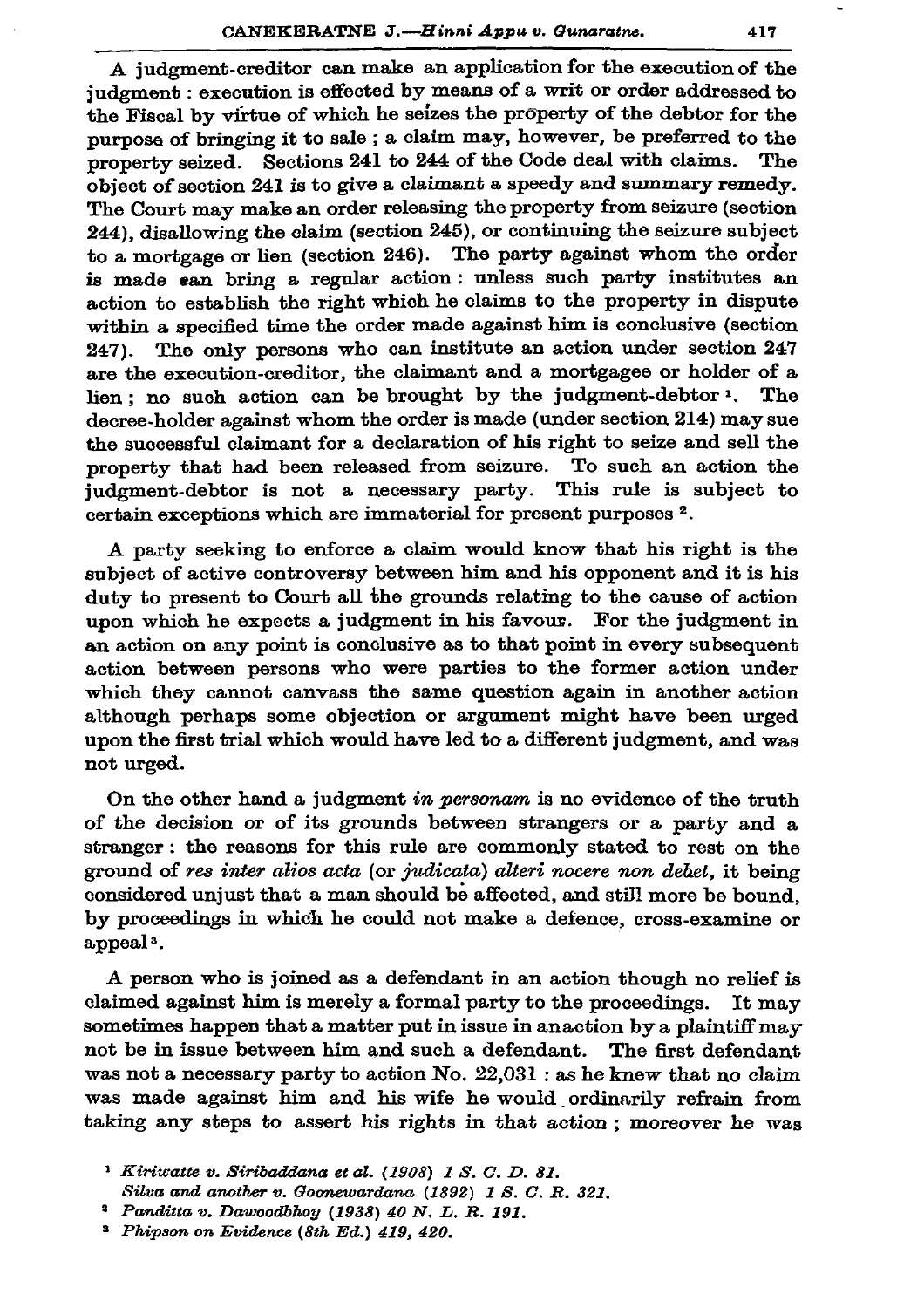A judgment-creditor can make an application for the execution of the judgment : execution is effected by means of a writ or order addressed to the Fiscal by virtue of which he seizes the property of the debtor for the purpose of bringing it to sale ; a claim may, however, be preferred to the property seized. Sections 241 to 244 of the Code deal with claims. The object of section 241 is to give a claimant a speedy and summary remedy. The Court may make an order releasing the property from seizure (section 244), disallowing the claim (section 245), or continuing the seizure subject to a mortgage or lien (section 246). The party against whom the order is made can bring a regular action : unless such party institutes an action to establish the right which he claims to the property in dispute within a specified time the order made against him is conclusive (section 247). The only persons who can institute an action under section 247 are the execution-creditor, the claimant and a mortgagee or holder of a lien ; no such action can be brought by the judgment-debtor [1]. The decree-holder against whom the order is made (under section 214) may sue the successful claimant for a declaration of his right to seize and sell the property that had been released from seizure. To such an action the judgment-debtor is not a necessary party. This rule is subject to certain exceptions which are immaterial for present purposes [2].

A party seeking to enforce a claim would know that his right is the subject of active controversy between him and his opponent and it is his duty to present to Court all the grounds relating to the cause of action upon which he expects a judgment in his favour. For the judgment in an action on any point is conclusive as to that point in every subsequent action between persons who were parties to the former action under which they cannot canvass the same question again in another action although perhaps some objection or argument might have been urged upon the first trial which would have led to a different judgment, and was not urged.

On the other hand a judgment *in personam* is no evidence of the truth of the decision or of its grounds between strangers or a party and a stranger : the reasons for this rule are commonly stated to rest on the ground of *res inter alios acta* (or *judicata*) *alteri nocere non debet*, it being considered unjust that a man should be affected, and still more be bound, by proceedings in which he could not make a defence, cross-examine or appeal [3].

A person who is joined as a defendant in an action though no relief is claimed against him is merely a formal party to the proceedings. It may sometimes happen that a matter put in issue in an action by a plaintiff may not be in issue between him and such a defendant. The first defendant was not a necessary party to action No. 22,031 : as he knew that no claim was made against him and his wife he would ordinarily refrain from taking any steps to assert his rights in that action ; moreover he was

[1] *Kiriwatte v. Siribaddana et al. (1908) 1 S. C. D. 81.*
*Silva and another v. Goonewardana (1892) 1 S. C. R. 321.*

[2] *Panditta v. Dawoodbhoy (1938) 40 N. L. R. 191.*

[3] *Phipson on Evidence (8th Ed.) 419, 420.*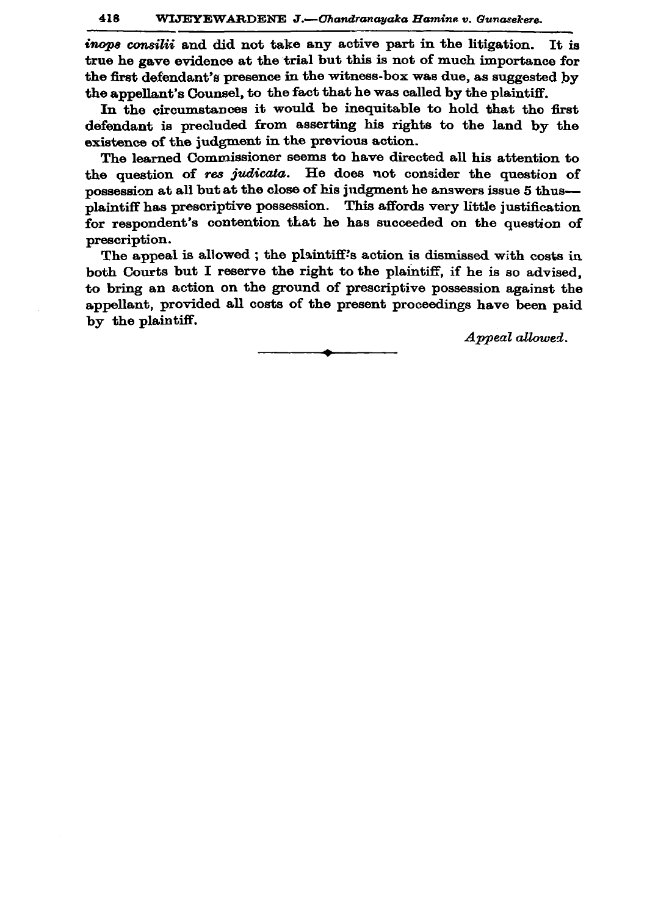*inops consilii* and did not take any active part in the litigation. It is true he gave evidence at the trial but this is not of much importance for the first defendant's presence in the witness-box was due, as suggested by the appellant's Counsel, to the fact that he was called by the plaintiff.

In the circumstances it would be inequitable to hold that the first defendant is precluded from asserting his rights to the land by the existence of the judgment in the previous action.

The learned Commissioner seems to have directed all his attention to the question of *res judicata*. He does not consider the question of possession at all but at the close of his judgment he answers issue 5 thus—plaintiff has prescriptive possession. This affords very little justification for respondent's contention that he has succeeded on the question of prescription.

The appeal is allowed; the plaintiff's action is dismissed with costs in both Courts but I reserve the right to the plaintiff, if he is so advised, to bring an action on the ground of prescriptive possession against the appellant, provided all costs of the present proceedings have been paid by the plaintiff.

*Appeal allowed.*